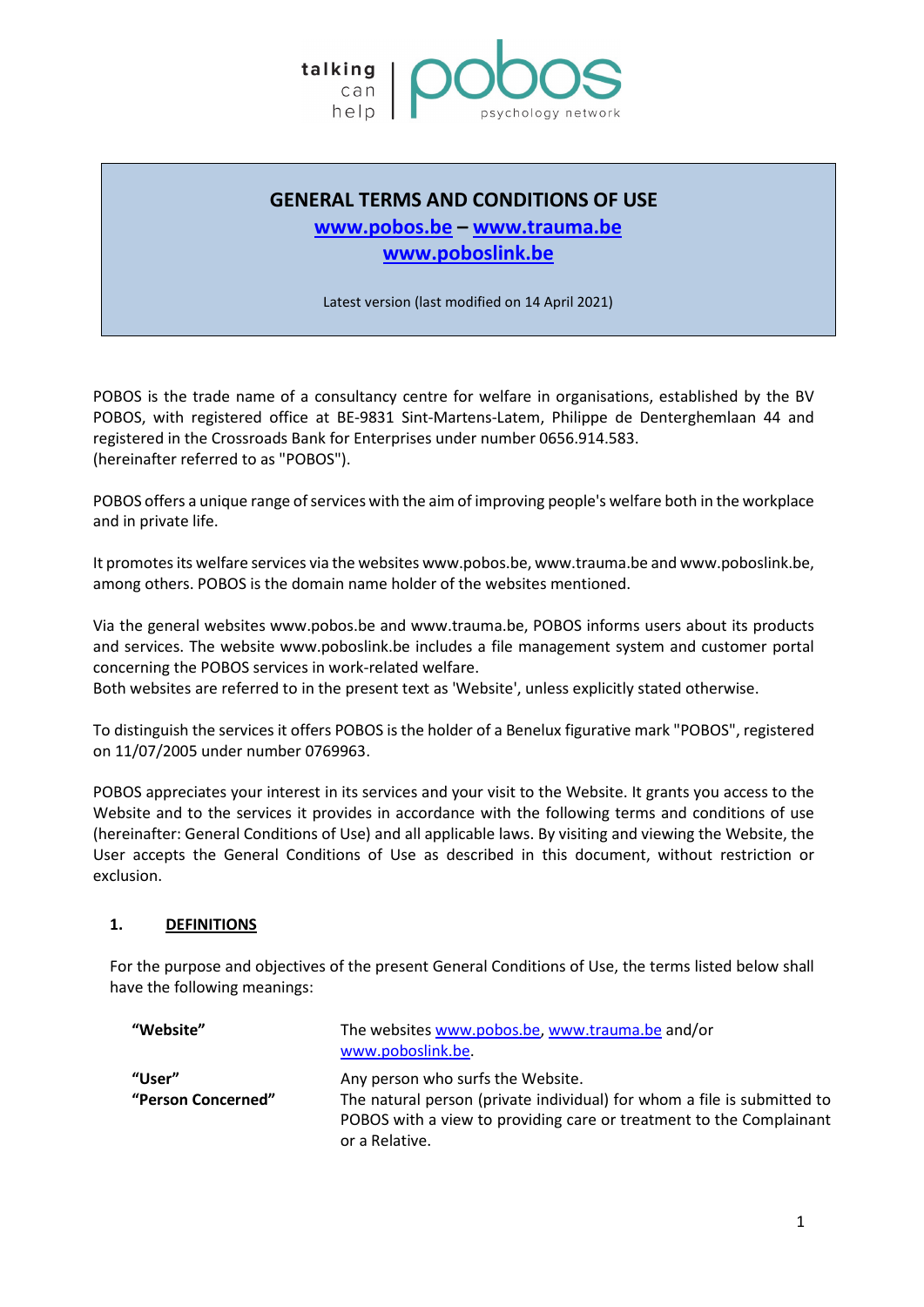# GENERAL TERMS AND CONDITIONS OF USE

**[www.pobos.be](http://www.pobos.be) – [www.trauma.be](http://www.trauma.be)**
**[www.poboslink.be](http://www.poboslink.be)**

Latest version (last modified on 14 April 2021)

POBOS is the trade name of a consultancy centre for welfare in organisations, established by the BV POBOS, with registered office at BE-9831 Sint-Martens-Latem, Philippe de Denterghemlaan 44 and registered in the Crossroads Bank for Enterprises under number 0656.914.583.
(hereinafter referred to as "POBOS").

POBOS offers a unique range of services with the aim of improving people's welfare both in the workplace and in private life.

It promotes its welfare services via the websites www.pobos.be, www.trauma.be and www.poboslink.be, among others. POBOS is the domain name holder of the websites mentioned.

Via the general websites www.pobos.be and www.trauma.be, POBOS informs users about its products and services. The website www.poboslink.be includes a file management system and customer portal concerning the POBOS services in work-related welfare.
Both websites are referred to in the present text as 'Website', unless explicitly stated otherwise.

To distinguish the services it offers POBOS is the holder of a Benelux figurative mark "POBOS", registered on 11/07/2005 under number 0769963.

POBOS appreciates your interest in its services and your visit to the Website. It grants you access to the Website and to the services it provides in accordance with the following terms and conditions of use (hereinafter: General Conditions of Use) and all applicable laws. By visiting and viewing the Website, the User accepts the General Conditions of Use as described in this document, without restriction or exclusion.

## 1. DEFINITIONS

For the purpose and objectives of the present General Conditions of Use, the terms listed below shall have the following meanings:

| | |
|---|---|
| **"Website"** | The websites [www.pobos.be](http://www.pobos.be), [www.trauma.be](http://www.trauma.be) and/or [www.poboslink.be](http://www.poboslink.be). |
| **"User"** | Any person who surfs the Website. |
| **"Person Concerned"** | The natural person (private individual) for whom a file is submitted to POBOS with a view to providing care or treatment to the Complainant or a Relative. |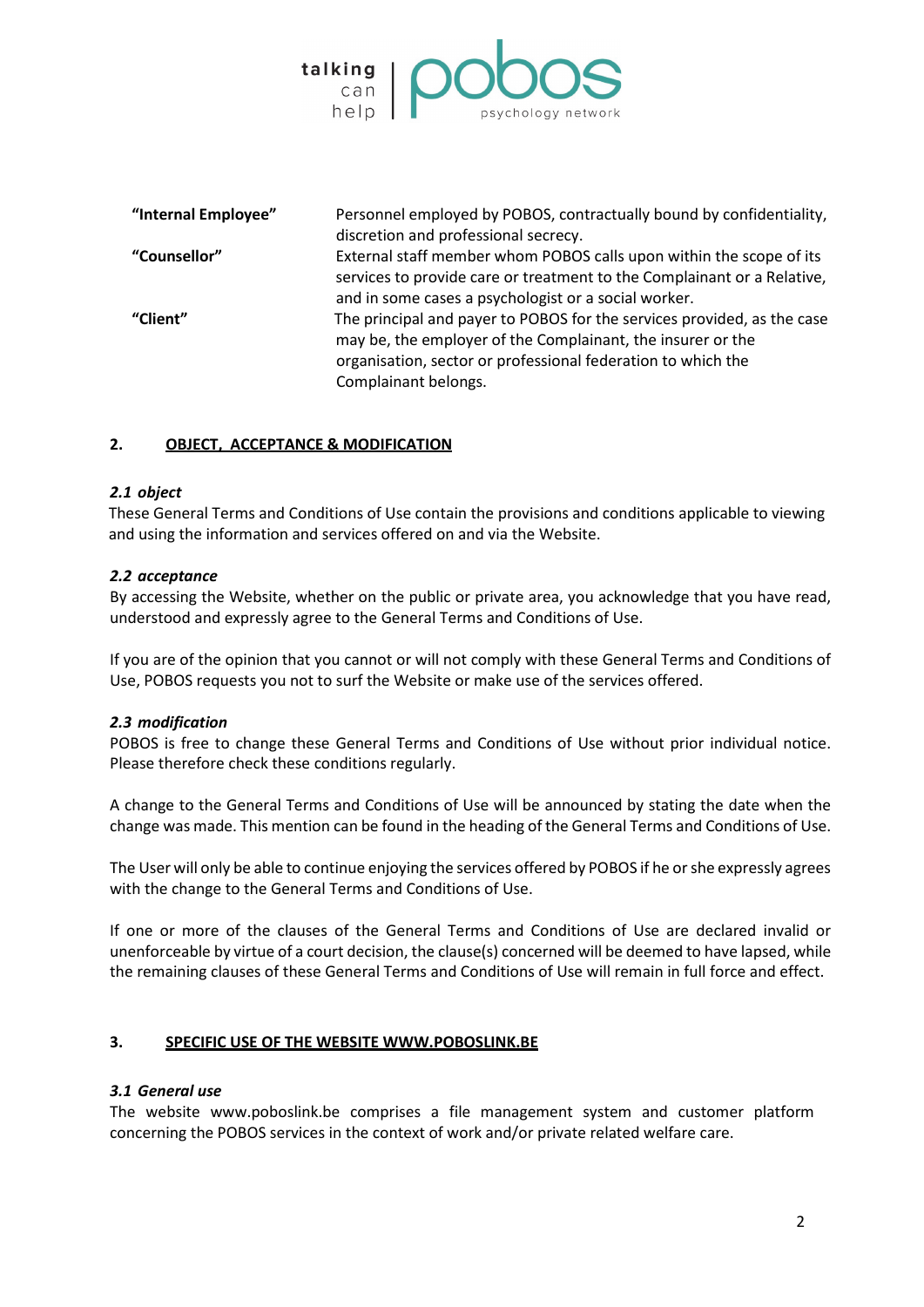| | |
|---|---|
| **"Internal Employee"** | Personnel employed by POBOS, contractually bound by confidentiality, discretion and professional secrecy. |
| **"Counsellor"** | External staff member whom POBOS calls upon within the scope of its services to provide care or treatment to the Complainant or a Relative, and in some cases a psychologist or a social worker. |
| **"Client"** | The principal and payer to POBOS for the services provided, as the case may be, the employer of the Complainant, the insurer or the organisation, sector or professional federation to which the Complainant belongs. |

## 2. OBJECT, ACCEPTANCE & MODIFICATION

### *2.1 object*

These General Terms and Conditions of Use contain the provisions and conditions applicable to viewing and using the information and services offered on and via the Website.

### *2.2 acceptance*

By accessing the Website, whether on the public or private area, you acknowledge that you have read, understood and expressly agree to the General Terms and Conditions of Use.

If you are of the opinion that you cannot or will not comply with these General Terms and Conditions of Use, POBOS requests you not to surf the Website or make use of the services offered.

### *2.3 modification*

POBOS is free to change these General Terms and Conditions of Use without prior individual notice. Please therefore check these conditions regularly.

A change to the General Terms and Conditions of Use will be announced by stating the date when the change was made. This mention can be found in the heading of the General Terms and Conditions of Use.

The User will only be able to continue enjoying the services offered by POBOS if he or she expressly agrees with the change to the General Terms and Conditions of Use.

If one or more of the clauses of the General Terms and Conditions of Use are declared invalid or unenforceable by virtue of a court decision, the clause(s) concerned will be deemed to have lapsed, while the remaining clauses of these General Terms and Conditions of Use will remain in full force and effect.

## 3. SPECIFIC USE OF THE WEBSITE WWW.POBOSLINK.BE

### *3.1 General use*

The website www.poboslink.be comprises a file management system and customer platform concerning the POBOS services in the context of work and/or private related welfare care.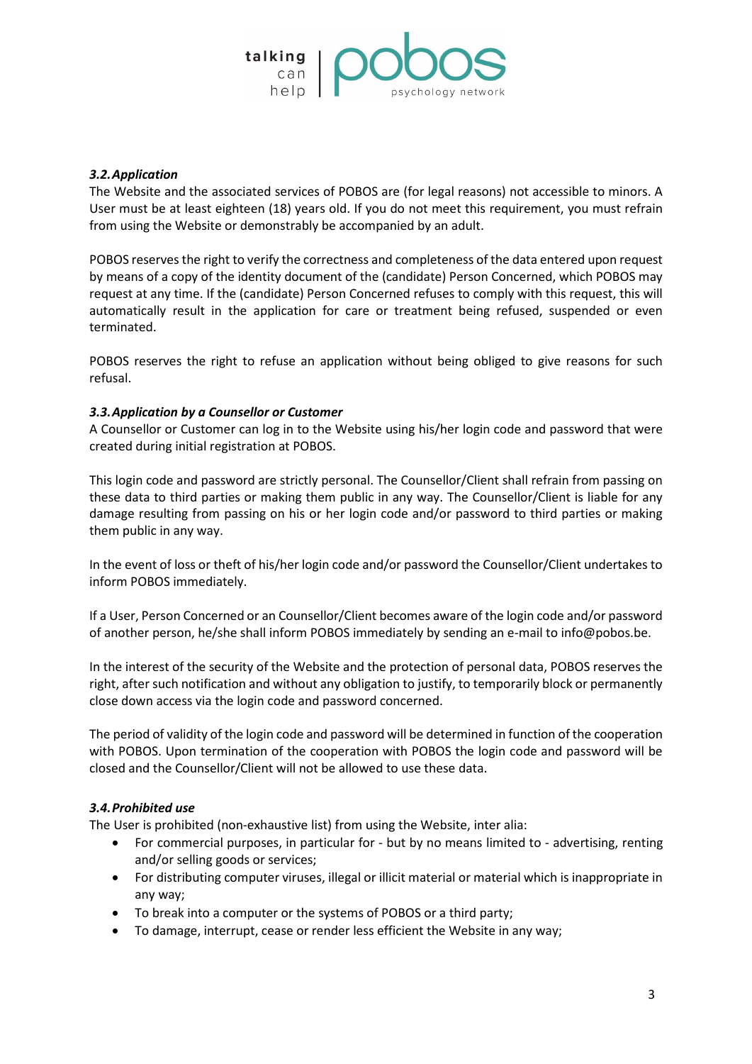### *3.2. Application*

The Website and the associated services of POBOS are (for legal reasons) not accessible to minors. A User must be at least eighteen (18) years old. If you do not meet this requirement, you must refrain from using the Website or demonstrably be accompanied by an adult.

POBOS reserves the right to verify the correctness and completeness of the data entered upon request by means of a copy of the identity document of the (candidate) Person Concerned, which POBOS may request at any time. If the (candidate) Person Concerned refuses to comply with this request, this will automatically result in the application for care or treatment being refused, suspended or even terminated.

POBOS reserves the right to refuse an application without being obliged to give reasons for such refusal.

### *3.3. Application by a Counsellor or Customer*

A Counsellor or Customer can log in to the Website using his/her login code and password that were created during initial registration at POBOS.

This login code and password are strictly personal. The Counsellor/Client shall refrain from passing on these data to third parties or making them public in any way. The Counsellor/Client is liable for any damage resulting from passing on his or her login code and/or password to third parties or making them public in any way.

In the event of loss or theft of his/her login code and/or password the Counsellor/Client undertakes to inform POBOS immediately.

If a User, Person Concerned or an Counsellor/Client becomes aware of the login code and/or password of another person, he/she shall inform POBOS immediately by sending an e-mail to info@pobos.be.

In the interest of the security of the Website and the protection of personal data, POBOS reserves the right, after such notification and without any obligation to justify, to temporarily block or permanently close down access via the login code and password concerned.

The period of validity of the login code and password will be determined in function of the cooperation with POBOS. Upon termination of the cooperation with POBOS the login code and password will be closed and the Counsellor/Client will not be allowed to use these data.

### *3.4. Prohibited use*

The User is prohibited (non-exhaustive list) from using the Website, inter alia:

- For commercial purposes, in particular for - but by no means limited to - advertising, renting and/or selling goods or services;
- For distributing computer viruses, illegal or illicit material or material which is inappropriate in any way;
- To break into a computer or the systems of POBOS or a third party;
- To damage, interrupt, cease or render less efficient the Website in any way;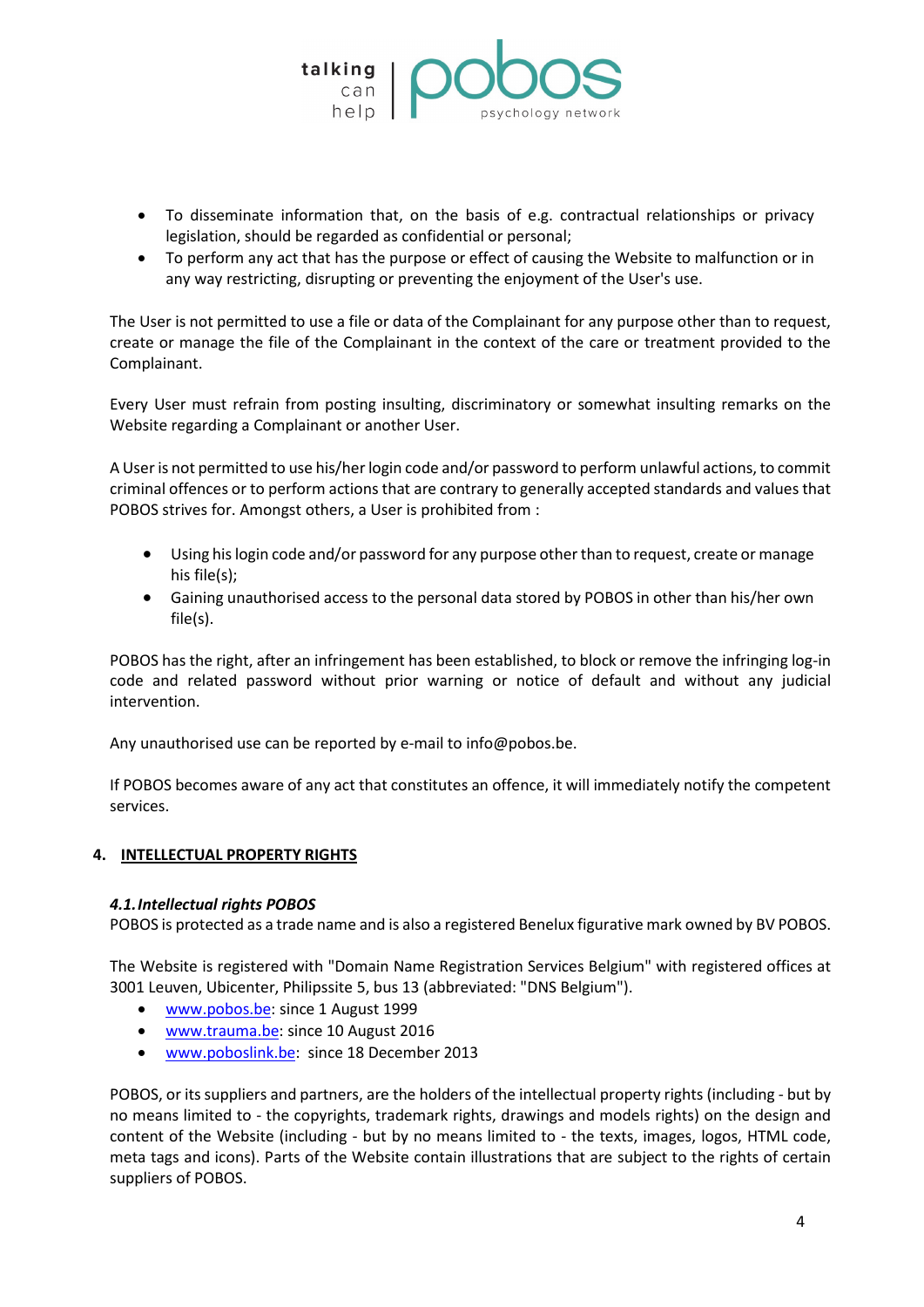- To disseminate information that, on the basis of e.g. contractual relationships or privacy legislation, should be regarded as confidential or personal;
- To perform any act that has the purpose or effect of causing the Website to malfunction or in any way restricting, disrupting or preventing the enjoyment of the User's use.

The User is not permitted to use a file or data of the Complainant for any purpose other than to request, create or manage the file of the Complainant in the context of the care or treatment provided to the Complainant.

Every User must refrain from posting insulting, discriminatory or somewhat insulting remarks on the Website regarding a Complainant or another User.

A User is not permitted to use his/her login code and/or password to perform unlawful actions, to commit criminal offences or to perform actions that are contrary to generally accepted standards and values that POBOS strives for. Amongst others, a User is prohibited from :

- Using his login code and/or password for any purpose other than to request, create or manage his file(s);
- Gaining unauthorised access to the personal data stored by POBOS in other than his/her own file(s).

POBOS has the right, after an infringement has been established, to block or remove the infringing log-in code and related password without prior warning or notice of default and without any judicial intervention.

Any unauthorised use can be reported by e-mail to info@pobos.be.

If POBOS becomes aware of any act that constitutes an offence, it will immediately notify the competent services.

## 4. INTELLECTUAL PROPERTY RIGHTS

### *4.1. Intellectual rights POBOS*

POBOS is protected as a trade name and is also a registered Benelux figurative mark owned by BV POBOS.

The Website is registered with "Domain Name Registration Services Belgium" with registered offices at 3001 Leuven, Ubicenter, Philipssite 5, bus 13 (abbreviated: "DNS Belgium").

- www.pobos.be: since 1 August 1999
- www.trauma.be: since 10 August 2016
- www.poboslink.be: since 18 December 2013

POBOS, or its suppliers and partners, are the holders of the intellectual property rights (including - but by no means limited to - the copyrights, trademark rights, drawings and models rights) on the design and content of the Website (including - but by no means limited to - the texts, images, logos, HTML code, meta tags and icons). Parts of the Website contain illustrations that are subject to the rights of certain suppliers of POBOS.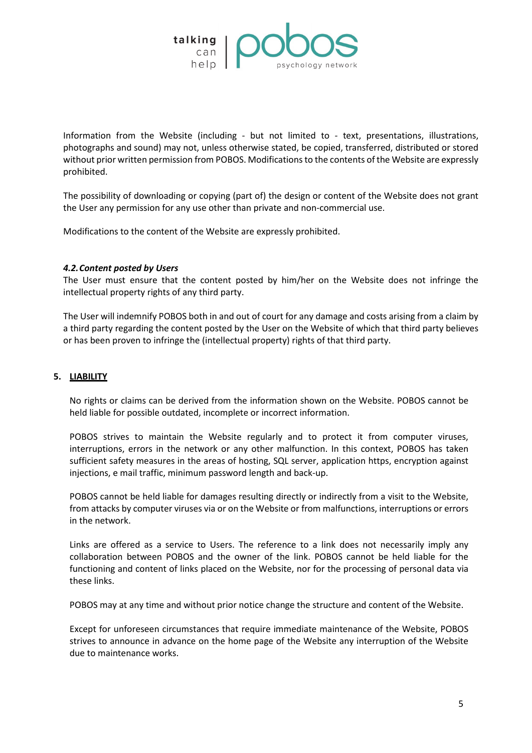Information from the Website (including - but not limited to - text, presentations, illustrations, photographs and sound) may not, unless otherwise stated, be copied, transferred, distributed or stored without prior written permission from POBOS. Modifications to the contents of the Website are expressly prohibited.

The possibility of downloading or copying (part of) the design or content of the Website does not grant the User any permission for any use other than private and non-commercial use.

Modifications to the content of the Website are expressly prohibited.

### *4.2. Content posted by Users*

The User must ensure that the content posted by him/her on the Website does not infringe the intellectual property rights of any third party.

The User will indemnify POBOS both in and out of court for any damage and costs arising from a claim by a third party regarding the content posted by the User on the Website of which that third party believes or has been proven to infringe the (intellectual property) rights of that third party.

## 5. <u>LIABILITY</u>

No rights or claims can be derived from the information shown on the Website. POBOS cannot be held liable for possible outdated, incomplete or incorrect information.

POBOS strives to maintain the Website regularly and to protect it from computer viruses, interruptions, errors in the network or any other malfunction. In this context, POBOS has taken sufficient safety measures in the areas of hosting, SQL server, application https, encryption against injections, e mail traffic, minimum password length and back-up.

POBOS cannot be held liable for damages resulting directly or indirectly from a visit to the Website, from attacks by computer viruses via or on the Website or from malfunctions, interruptions or errors in the network.

Links are offered as a service to Users. The reference to a link does not necessarily imply any collaboration between POBOS and the owner of the link. POBOS cannot be held liable for the functioning and content of links placed on the Website, nor for the processing of personal data via these links.

POBOS may at any time and without prior notice change the structure and content of the Website.

Except for unforeseen circumstances that require immediate maintenance of the Website, POBOS strives to announce in advance on the home page of the Website any interruption of the Website due to maintenance works.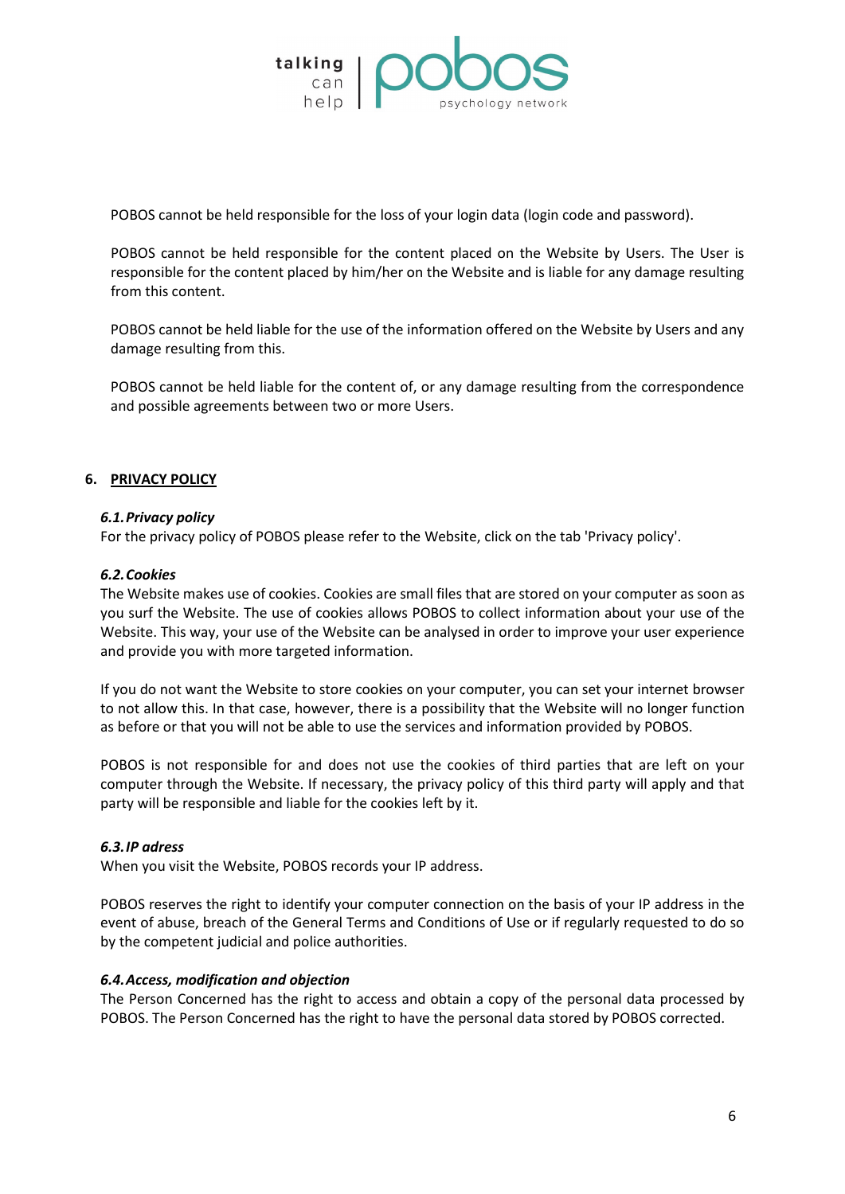POBOS cannot be held responsible for the loss of your login data (login code and password).

POBOS cannot be held responsible for the content placed on the Website by Users. The User is responsible for the content placed by him/her on the Website and is liable for any damage resulting from this content.

POBOS cannot be held liable for the use of the information offered on the Website by Users and any damage resulting from this.

POBOS cannot be held liable for the content of, or any damage resulting from the correspondence and possible agreements between two or more Users.

## 6. PRIVACY POLICY

### *6.1. Privacy policy*

For the privacy policy of POBOS please refer to the Website, click on the tab 'Privacy policy'.

### *6.2. Cookies*

The Website makes use of cookies. Cookies are small files that are stored on your computer as soon as you surf the Website. The use of cookies allows POBOS to collect information about your use of the Website. This way, your use of the Website can be analysed in order to improve your user experience and provide you with more targeted information.

If you do not want the Website to store cookies on your computer, you can set your internet browser to not allow this. In that case, however, there is a possibility that the Website will no longer function as before or that you will not be able to use the services and information provided by POBOS.

POBOS is not responsible for and does not use the cookies of third parties that are left on your computer through the Website. If necessary, the privacy policy of this third party will apply and that party will be responsible and liable for the cookies left by it.

### *6.3. IP adress*

When you visit the Website, POBOS records your IP address.

POBOS reserves the right to identify your computer connection on the basis of your IP address in the event of abuse, breach of the General Terms and Conditions of Use or if regularly requested to do so by the competent judicial and police authorities.

### *6.4. Access, modification and objection*

The Person Concerned has the right to access and obtain a copy of the personal data processed by POBOS. The Person Concerned has the right to have the personal data stored by POBOS corrected.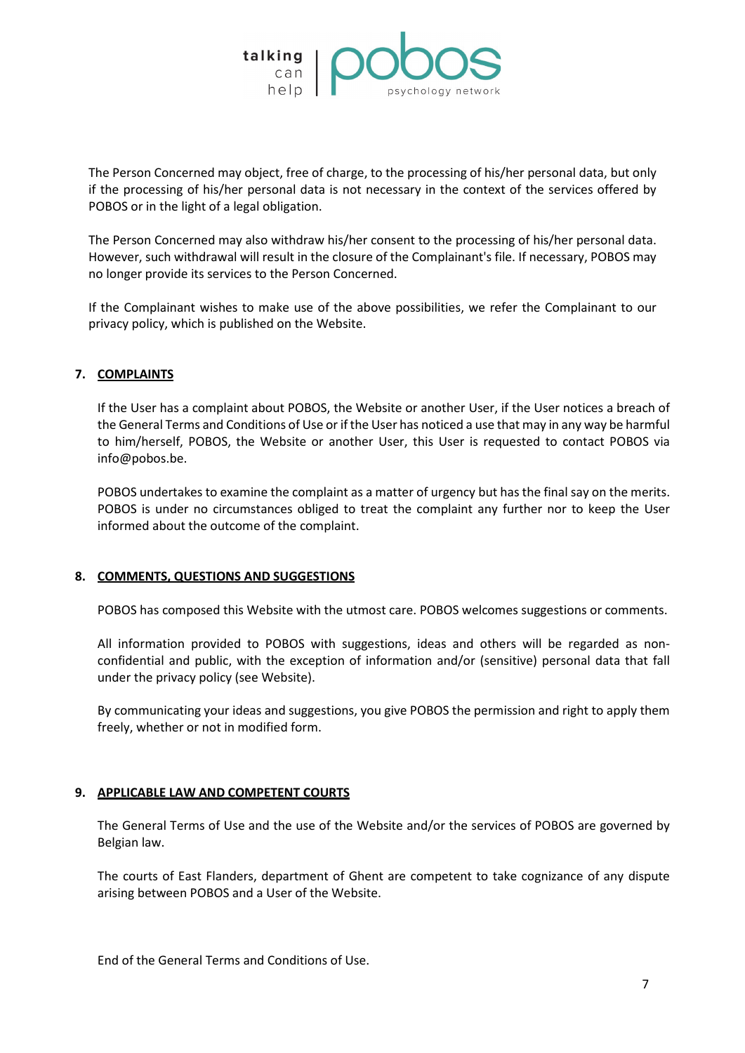The Person Concerned may object, free of charge, to the processing of his/her personal data, but only if the processing of his/her personal data is not necessary in the context of the services offered by POBOS or in the light of a legal obligation.

The Person Concerned may also withdraw his/her consent to the processing of his/her personal data. However, such withdrawal will result in the closure of the Complainant's file. If necessary, POBOS may no longer provide its services to the Person Concerned.

If the Complainant wishes to make use of the above possibilities, we refer the Complainant to our privacy policy, which is published on the Website.

## 7. COMPLAINTS

If the User has a complaint about POBOS, the Website or another User, if the User notices a breach of the General Terms and Conditions of Use or if the User has noticed a use that may in any way be harmful to him/herself, POBOS, the Website or another User, this User is requested to contact POBOS via info@pobos.be.

POBOS undertakes to examine the complaint as a matter of urgency but has the final say on the merits. POBOS is under no circumstances obliged to treat the complaint any further nor to keep the User informed about the outcome of the complaint.

## 8. COMMENTS, QUESTIONS AND SUGGESTIONS

POBOS has composed this Website with the utmost care. POBOS welcomes suggestions or comments.

All information provided to POBOS with suggestions, ideas and others will be regarded as non-confidential and public, with the exception of information and/or (sensitive) personal data that fall under the privacy policy (see Website).

By communicating your ideas and suggestions, you give POBOS the permission and right to apply them freely, whether or not in modified form.

## 9. APPLICABLE LAW AND COMPETENT COURTS

The General Terms of Use and the use of the Website and/or the services of POBOS are governed by Belgian law.

The courts of East Flanders, department of Ghent are competent to take cognizance of any dispute arising between POBOS and a User of the Website.

End of the General Terms and Conditions of Use.